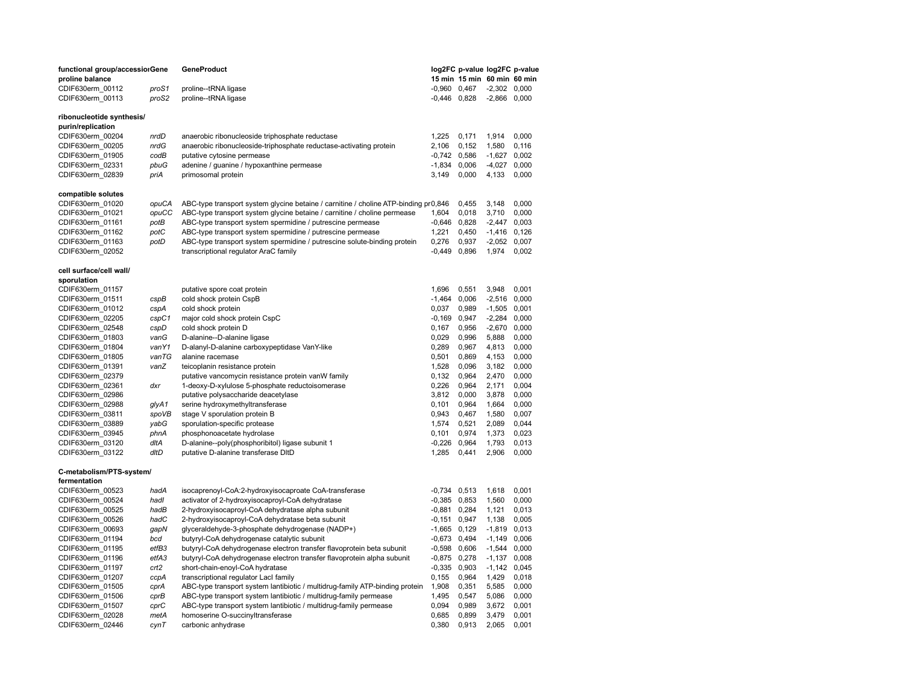| functional group/accession | Gene | GeneProduct | log2FC 15 min | p-value 15 min | log2FC 60 min | p-value 60 min |
|---|---|---|---|---|---|---|
| **proline balance** | | | | | | |
| CDIF630erm_00112 | *proS1* | proline--tRNA ligase | -0,960 | 0,467 | -2,302 | 0,000 |
| CDIF630erm_00113 | *proS2* | proline--tRNA ligase | -0,446 | 0,828 | -2,866 | 0,000 |
| | | | | | | |
| **ribonucleotide synthesis/ purin/replication** | | | | | | |
| CDIF630erm_00204 | *nrdD* | anaerobic ribonucleoside triphosphate reductase | 1,225 | 0,171 | 1,914 | 0,000 |
| CDIF630erm_00205 | *nrdG* | anaerobic ribonucleoside-triphosphate reductase-activating protein | 2,106 | 0,152 | 1,580 | 0,116 |
| CDIF630erm_01905 | *codB* | putative cytosine permease | -0,742 | 0,586 | -1,627 | 0,002 |
| CDIF630erm_02331 | *pbuG* | adenine / guanine / hypoxanthine permease | -1,834 | 0,006 | -4,027 | 0,000 |
| CDIF630erm_02839 | *priA* | primosomal protein | 3,149 | 0,000 | 4,133 | 0,000 |
| | | | | | | |
| **compatible solutes** | | | | | | |
| CDIF630erm_01020 | *opuCA* | ABC-type transport system glycine betaine / carnitine / choline ATP-binding pr | 0,846 | 0,455 | 3,148 | 0,000 |
| CDIF630erm_01021 | *opuCC* | ABC-type transport system glycine betaine / carnitine / choline permease | 1,604 | 0,018 | 3,710 | 0,000 |
| CDIF630erm_01161 | *potB* | ABC-type transport system spermidine / putrescine permease | -0,646 | 0,828 | -2,447 | 0,003 |
| CDIF630erm_01162 | *potC* | ABC-type transport system spermidine / putrescine permease | 1,221 | 0,450 | -1,416 | 0,126 |
| CDIF630erm_01163 | *potD* | ABC-type transport system spermidine / putrescine solute-binding protein | 0,276 | 0,937 | -2,052 | 0,007 |
| CDIF630erm_02052 | | transcriptional regulator AraC family | -0,449 | 0,896 | 1,974 | 0,002 |
| | | | | | | |
| **cell surface/cell wall/ sporulation** | | | | | | |
| CDIF630erm_01157 | | putative spore coat protein | 1,696 | 0,551 | 3,948 | 0,001 |
| CDIF630erm_01511 | *cspB* | cold shock protein CspB | -1,464 | 0,006 | -2,516 | 0,000 |
| CDIF630erm_01012 | *cspA* | cold shock protein | 0,037 | 0,989 | -1,505 | 0,001 |
| CDIF630erm_02205 | *cspC1* | major cold shock protein CspC | -0,169 | 0,947 | -2,284 | 0,000 |
| CDIF630erm_02548 | *cspD* | cold shock protein D | 0,167 | 0,956 | -2,670 | 0,000 |
| CDIF630erm_01803 | *vanG* | D-alanine--D-alanine ligase | 0,029 | 0,996 | 5,888 | 0,000 |
| CDIF630erm_01804 | *vanY1* | D-alanyl-D-alanine carboxypeptidase VanY-like | 0,289 | 0,967 | 4,813 | 0,000 |
| CDIF630erm_01805 | *vanTG* | alanine racemase | 0,501 | 0,869 | 4,153 | 0,000 |
| CDIF630erm_01391 | *vanZ* | teicoplanin resistance protein | 1,528 | 0,096 | 3,182 | 0,000 |
| CDIF630erm_02379 | | putative vancomycin resistance protein vanW family | 0,132 | 0,964 | 2,470 | 0,000 |
| CDIF630erm_02361 | *dxr* | 1-deoxy-D-xylulose 5-phosphate reductoisomerase | 0,226 | 0,964 | 2,171 | 0,004 |
| CDIF630erm_02986 | | putative polysaccharide deacetylase | 3,812 | 0,000 | 3,878 | 0,000 |
| CDIF630erm_02988 | *glyA1* | serine hydroxymethyltransferase | 0,101 | 0,964 | 1,664 | 0,000 |
| CDIF630erm_03811 | *spoVB* | stage V sporulation protein B | 0,943 | 0,467 | 1,580 | 0,007 |
| CDIF630erm_03889 | *yabG* | sporulation-specific protease | 1,574 | 0,521 | 2,089 | 0,044 |
| CDIF630erm_03945 | *phnA* | phosphonoacetate hydrolase | 0,101 | 0,974 | 1,373 | 0,023 |
| CDIF630erm_03120 | *dltA* | D-alanine--poly(phosphoribitol) ligase subunit 1 | -0,226 | 0,964 | 1,793 | 0,013 |
| CDIF630erm_03122 | *dltD* | putative D-alanine transferase DltD | 1,285 | 0,441 | 2,906 | 0,000 |
| | | | | | | |
| **C-metabolism/PTS-system/ fermentation** | | | | | | |
| CDIF630erm_00523 | *hadA* | isocaprenoyl-CoA:2-hydroxyisocaproate CoA-transferase | -0,734 | 0,513 | 1,618 | 0,001 |
| CDIF630erm_00524 | *hadI* | activator of 2-hydroxyisocaproyl-CoA dehydratase | -0,385 | 0,853 | 1,560 | 0,000 |
| CDIF630erm_00525 | *hadB* | 2-hydroxyisocaproyl-CoA dehydratase alpha subunit | -0,881 | 0,284 | 1,121 | 0,013 |
| CDIF630erm_00526 | *hadC* | 2-hydroxyisocaproyl-CoA dehydratase beta subunit | -0,151 | 0,947 | 1,138 | 0,005 |
| CDIF630erm_00693 | *gapN* | glyceraldehyde-3-phosphate dehydrogenase (NADP+) | -1,665 | 0,129 | -1,819 | 0,013 |
| CDIF630erm_01194 | *bcd* | butyryl-CoA dehydrogenase catalytic subunit | -0,673 | 0,494 | -1,149 | 0,006 |
| CDIF630erm_01195 | *etfB3* | butyryl-CoA dehydrogenase electron transfer flavoprotein beta subunit | -0,598 | 0,606 | -1,544 | 0,000 |
| CDIF630erm_01196 | *etfA3* | butyryl-CoA dehydrogenase electron transfer flavoprotein alpha subunit | -0,875 | 0,278 | -1,137 | 0,008 |
| CDIF630erm_01197 | *crt2* | short-chain-enoyl-CoA hydratase | -0,335 | 0,903 | -1,142 | 0,045 |
| CDIF630erm_01207 | *ccpA* | transcriptional regulator LacI family | 0,155 | 0,964 | 1,429 | 0,018 |
| CDIF630erm_01505 | *cprA* | ABC-type transport system lantibiotic / multidrug-family ATP-binding protein | 1,908 | 0,351 | 5,585 | 0,000 |
| CDIF630erm_01506 | *cprB* | ABC-type transport system lantibiotic / multidrug-family permease | 1,495 | 0,547 | 5,086 | 0,000 |
| CDIF630erm_01507 | *cprC* | ABC-type transport system lantibiotic / multidrug-family permease | 0,094 | 0,989 | 3,672 | 0,001 |
| CDIF630erm_02028 | *metA* | homoserine O-succinyltransferase | 0,685 | 0,899 | 3,479 | 0,001 |
| CDIF630erm_02446 | *cynT* | carbonic anhydrase | 0,380 | 0,913 | 2,065 | 0,001 |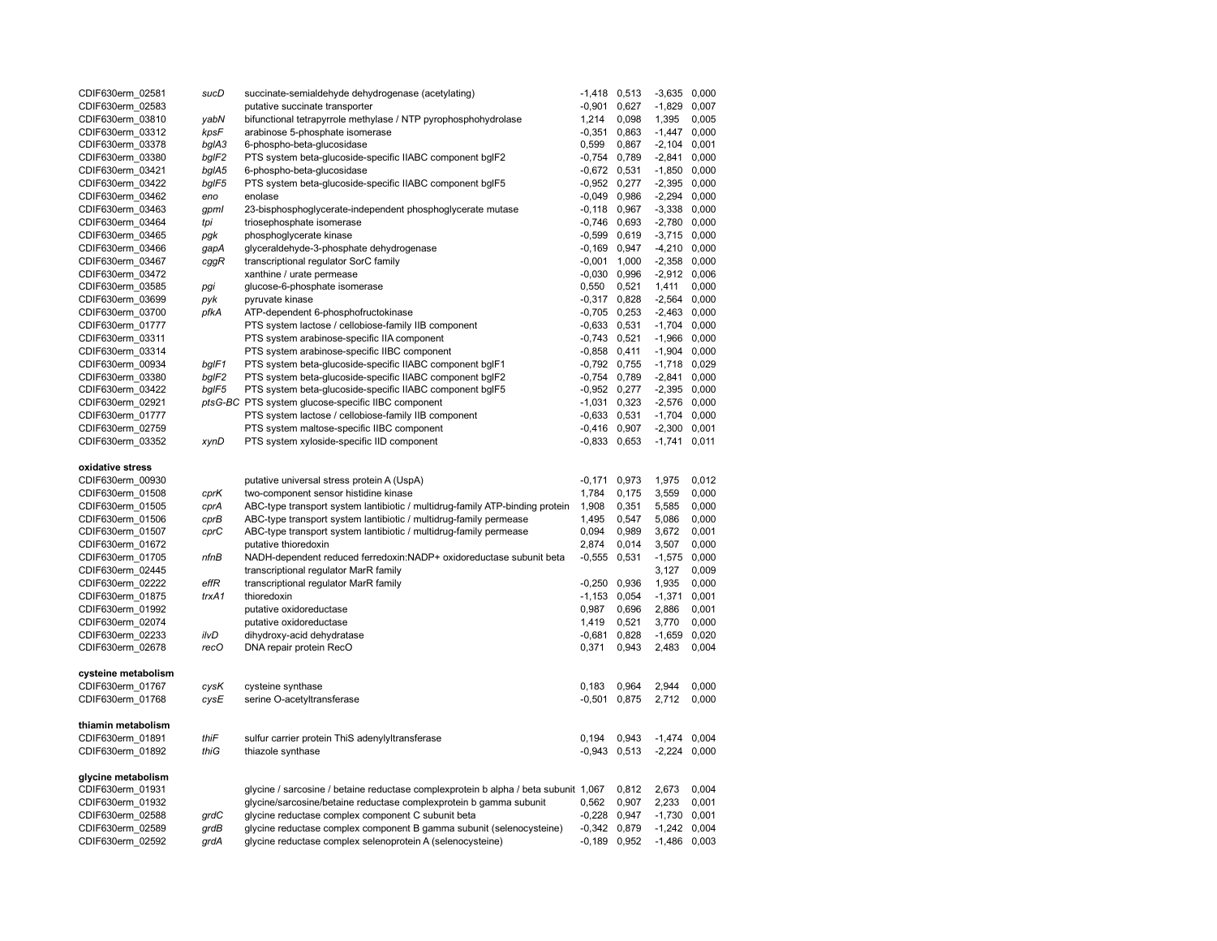| | | | | | | |
|---|---|---|---|---|---|---|
| CDIF630erm_02581 | *sucD* | succinate-semialdehyde dehydrogenase (acetylating) | -1,418 | 0,513 | -3,635 | 0,000 |
| CDIF630erm_02583 | | putative succinate transporter | -0,901 | 0,627 | -1,829 | 0,007 |
| CDIF630erm_03810 | *yabN* | bifunctional tetrapyrrole methylase / NTP pyrophosphohydrolase | 1,214 | 0,098 | 1,395 | 0,005 |
| CDIF630erm_03312 | *kpsF* | arabinose 5-phosphate isomerase | -0,351 | 0,863 | -1,447 | 0,000 |
| CDIF630erm_03378 | *bglA3* | 6-phospho-beta-glucosidase | 0,599 | 0,867 | -2,104 | 0,001 |
| CDIF630erm_03380 | *bglF2* | PTS system beta-glucoside-specific IIABC component bglF2 | -0,754 | 0,789 | -2,841 | 0,000 |
| CDIF630erm_03421 | *bglA5* | 6-phospho-beta-glucosidase | -0,672 | 0,531 | -1,850 | 0,000 |
| CDIF630erm_03422 | *bglF5* | PTS system beta-glucoside-specific IIABC component bglF5 | -0,952 | 0,277 | -2,395 | 0,000 |
| CDIF630erm_03462 | *eno* | enolase | -0,049 | 0,986 | -2,294 | 0,000 |
| CDIF630erm_03463 | *gpmI* | 23-bisphosphoglycerate-independent phosphoglycerate mutase | -0,118 | 0,967 | -3,338 | 0,000 |
| CDIF630erm_03464 | *tpi* | triosephosphate isomerase | -0,746 | 0,693 | -2,780 | 0,000 |
| CDIF630erm_03465 | *pgk* | phosphoglycerate kinase | -0,599 | 0,619 | -3,715 | 0,000 |
| CDIF630erm_03466 | *gapA* | glyceraldehyde-3-phosphate dehydrogenase | -0,169 | 0,947 | -4,210 | 0,000 |
| CDIF630erm_03467 | *cggR* | transcriptional regulator SorC family | -0,001 | 1,000 | -2,358 | 0,000 |
| CDIF630erm_03472 | | xanthine / urate permease | -0,030 | 0,996 | -2,912 | 0,006 |
| CDIF630erm_03585 | *pgi* | glucose-6-phosphate isomerase | 0,550 | 0,521 | 1,411 | 0,000 |
| CDIF630erm_03699 | *pyk* | pyruvate kinase | -0,317 | 0,828 | -2,564 | 0,000 |
| CDIF630erm_03700 | *pfkA* | ATP-dependent 6-phosphofructokinase | -0,705 | 0,253 | -2,463 | 0,000 |
| CDIF630erm_01777 | | PTS system lactose / cellobiose-family IIB component | -0,633 | 0,531 | -1,704 | 0,000 |
| CDIF630erm_03311 | | PTS system arabinose-specific IIA component | -0,743 | 0,521 | -1,966 | 0,000 |
| CDIF630erm_03314 | | PTS system arabinose-specific IIBC component | -0,858 | 0,411 | -1,904 | 0,000 |
| CDIF630erm_00934 | *bglF1* | PTS system beta-glucoside-specific IIABC component bglF1 | -0,792 | 0,755 | -1,718 | 0,029 |
| CDIF630erm_03380 | *bglF2* | PTS system beta-glucoside-specific IIABC component bglF2 | -0,754 | 0,789 | -2,841 | 0,000 |
| CDIF630erm_03422 | *bglF5* | PTS system beta-glucoside-specific IIABC component bglF5 | -0,952 | 0,277 | -2,395 | 0,000 |
| CDIF630erm_02921 | *ptsG-BC* | PTS system glucose-specific IIBC component | -1,031 | 0,323 | -2,576 | 0,000 |
| CDIF630erm_01777 | | PTS system lactose / cellobiose-family IIB component | -0,633 | 0,531 | -1,704 | 0,000 |
| CDIF630erm_02759 | | PTS system maltose-specific IIBC component | -0,416 | 0,907 | -2,300 | 0,001 |
| CDIF630erm_03352 | *xynD* | PTS system xyloside-specific IID component | -0,833 | 0,653 | -1,741 | 0,011 |
| | | | | | | |
| **oxidative stress** | | | | | | |
| CDIF630erm_00930 | | putative universal stress protein A (UspA) | -0,171 | 0,973 | 1,975 | 0,012 |
| CDIF630erm_01508 | *cprK* | two-component sensor histidine kinase | 1,784 | 0,175 | 3,559 | 0,000 |
| CDIF630erm_01505 | *cprA* | ABC-type transport system lantibiotic / multidrug-family ATP-binding protein | 1,908 | 0,351 | 5,585 | 0,000 |
| CDIF630erm_01506 | *cprB* | ABC-type transport system lantibiotic / multidrug-family permease | 1,495 | 0,547 | 5,086 | 0,000 |
| CDIF630erm_01507 | *cprC* | ABC-type transport system lantibiotic / multidrug-family permease | 0,094 | 0,989 | 3,672 | 0,001 |
| CDIF630erm_01672 | | putative thioredoxin | 2,874 | 0,014 | 3,507 | 0,000 |
| CDIF630erm_01705 | *nfnB* | NADH-dependent reduced ferredoxin:NADP+ oxidoreductase subunit beta | -0,555 | 0,531 | -1,575 | 0,000 |
| CDIF630erm_02445 | | transcriptional regulator MarR family | | | 3,127 | 0,009 |
| CDIF630erm_02222 | *effR* | transcriptional regulator MarR family | -0,250 | 0,936 | 1,935 | 0,000 |
| CDIF630erm_01875 | *trxA1* | thioredoxin | -1,153 | 0,054 | -1,371 | 0,001 |
| CDIF630erm_01992 | | putative oxidoreductase | 0,987 | 0,696 | 2,886 | 0,001 |
| CDIF630erm_02074 | | putative oxidoreductase | 1,419 | 0,521 | 3,770 | 0,000 |
| CDIF630erm_02233 | *ilvD* | dihydroxy-acid dehydratase | -0,681 | 0,828 | -1,659 | 0,020 |
| CDIF630erm_02678 | *recO* | DNA repair protein RecO | 0,371 | 0,943 | 2,483 | 0,004 |
| | | | | | | |
| **cysteine metabolism** | | | | | | |
| CDIF630erm_01767 | *cysK* | cysteine synthase | 0,183 | 0,964 | 2,944 | 0,000 |
| CDIF630erm_01768 | *cysE* | serine O-acetyltransferase | -0,501 | 0,875 | 2,712 | 0,000 |
| | | | | | | |
| **thiamin metabolism** | | | | | | |
| CDIF630erm_01891 | *thiF* | sulfur carrier protein ThiS adenylyltransferase | 0,194 | 0,943 | -1,474 | 0,004 |
| CDIF630erm_01892 | *thiG* | thiazole synthase | -0,943 | 0,513 | -2,224 | 0,000 |
| | | | | | | |
| **glycine metabolism** | | | | | | |
| CDIF630erm_01931 | | glycine / sarcosine / betaine reductase complexprotein b alpha / beta subunit | 1,067 | 0,812 | 2,673 | 0,004 |
| CDIF630erm_01932 | | glycine/sarcosine/betaine reductase complexprotein b gamma subunit | 0,562 | 0,907 | 2,233 | 0,001 |
| CDIF630erm_02588 | *grdC* | glycine reductase complex component C subunit beta | -0,228 | 0,947 | -1,730 | 0,001 |
| CDIF630erm_02589 | *grdB* | glycine reductase complex component B gamma subunit (selenocysteine) | -0,342 | 0,879 | -1,242 | 0,004 |
| CDIF630erm_02592 | *grdA* | glycine reductase complex selenoprotein A (selenocysteine) | -0,189 | 0,952 | -1,486 | 0,003 |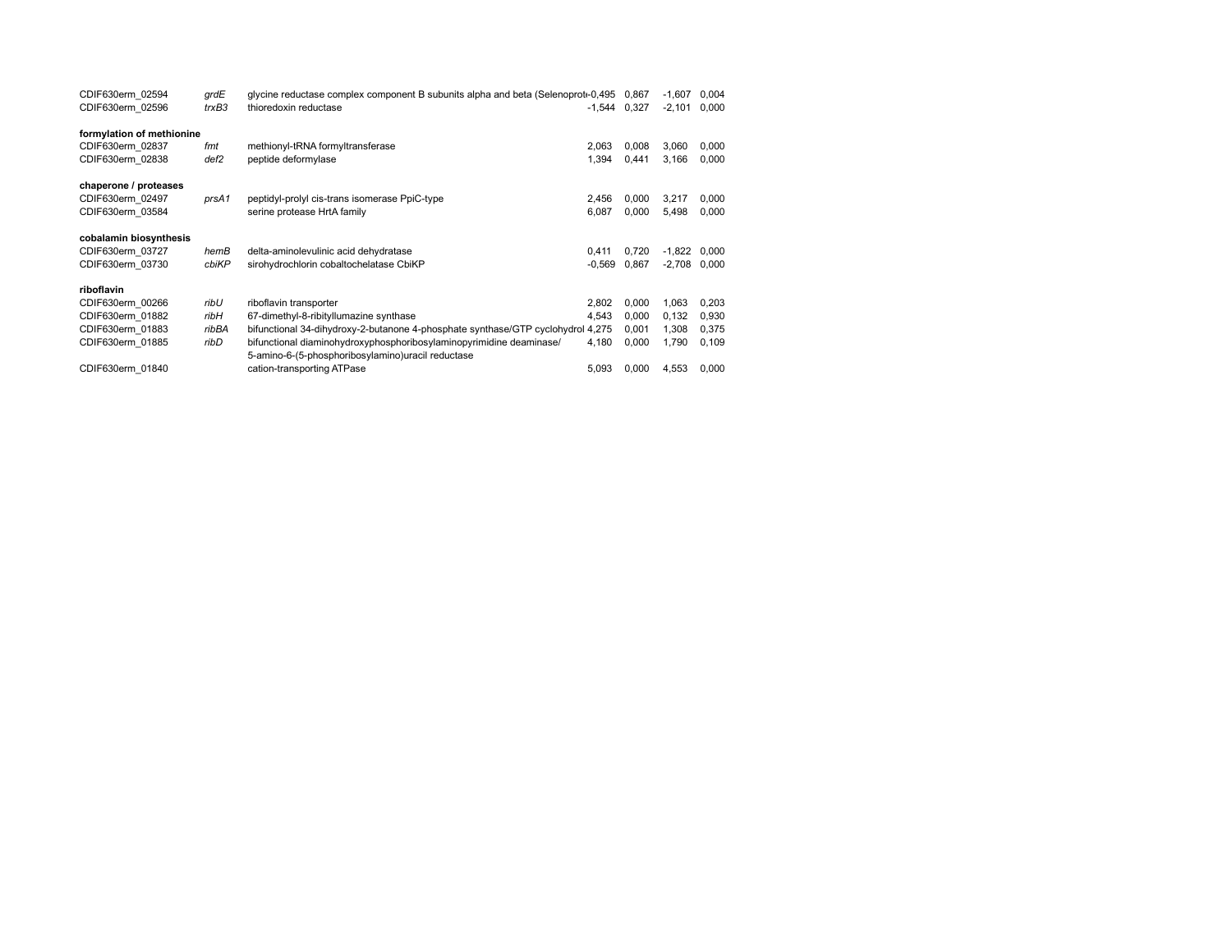| | | | | | | |
|---|---|---|---|---|---|---|
| CDIF630erm_02594 | *grdE* | glycine reductase complex component B subunits alpha and beta (Selenoprot‹-0,495 | | 0,867 | -1,607 | 0,004 |
| CDIF630erm_02596 | *trxB3* | thioredoxin reductase | -1,544 | 0,327 | -2,101 | 0,000 |
| **formylation of methionine** | | | | | | |
| CDIF630erm_02837 | *fmt* | methionyl-tRNA formyltransferase | 2,063 | 0,008 | 3,060 | 0,000 |
| CDIF630erm_02838 | *def2* | peptide deformylase | 1,394 | 0,441 | 3,166 | 0,000 |
| **chaperone / proteases** | | | | | | |
| CDIF630erm_02497 | *prsA1* | peptidyl-prolyl cis-trans isomerase PpiC-type | 2,456 | 0,000 | 3,217 | 0,000 |
| CDIF630erm_03584 | | serine protease HrtA family | 6,087 | 0,000 | 5,498 | 0,000 |
| **cobalamin biosynthesis** | | | | | | |
| CDIF630erm_03727 | *hemB* | delta-aminolevulinic acid dehydratase | 0,411 | 0,720 | -1,822 | 0,000 |
| CDIF630erm_03730 | *cbiKP* | sirohydrochlorin cobaltochelatase CbiKP | -0,569 | 0,867 | -2,708 | 0,000 |
| **riboflavin** | | | | | | |
| CDIF630erm_00266 | *ribU* | riboflavin transporter | 2,802 | 0,000 | 1,063 | 0,203 |
| CDIF630erm_01882 | *ribH* | 67-dimethyl-8-ribityllumazine synthase | 4,543 | 0,000 | 0,132 | 0,930 |
| CDIF630erm_01883 | *ribBA* | bifunctional 34-dihydroxy-2-butanone 4-phosphate synthase/GTP cyclohydrol | 4,275 | 0,001 | 1,308 | 0,375 |
| CDIF630erm_01885 | *ribD* | bifunctional diaminohydroxyphosphoribosylaminopyrimidine deaminase/ 5-amino-6-(5-phosphoribosylamino)uracil reductase | 4,180 | 0,000 | 1,790 | 0,109 |
| CDIF630erm_01840 | | cation-transporting ATPase | 5,093 | 0,000 | 4,553 | 0,000 |